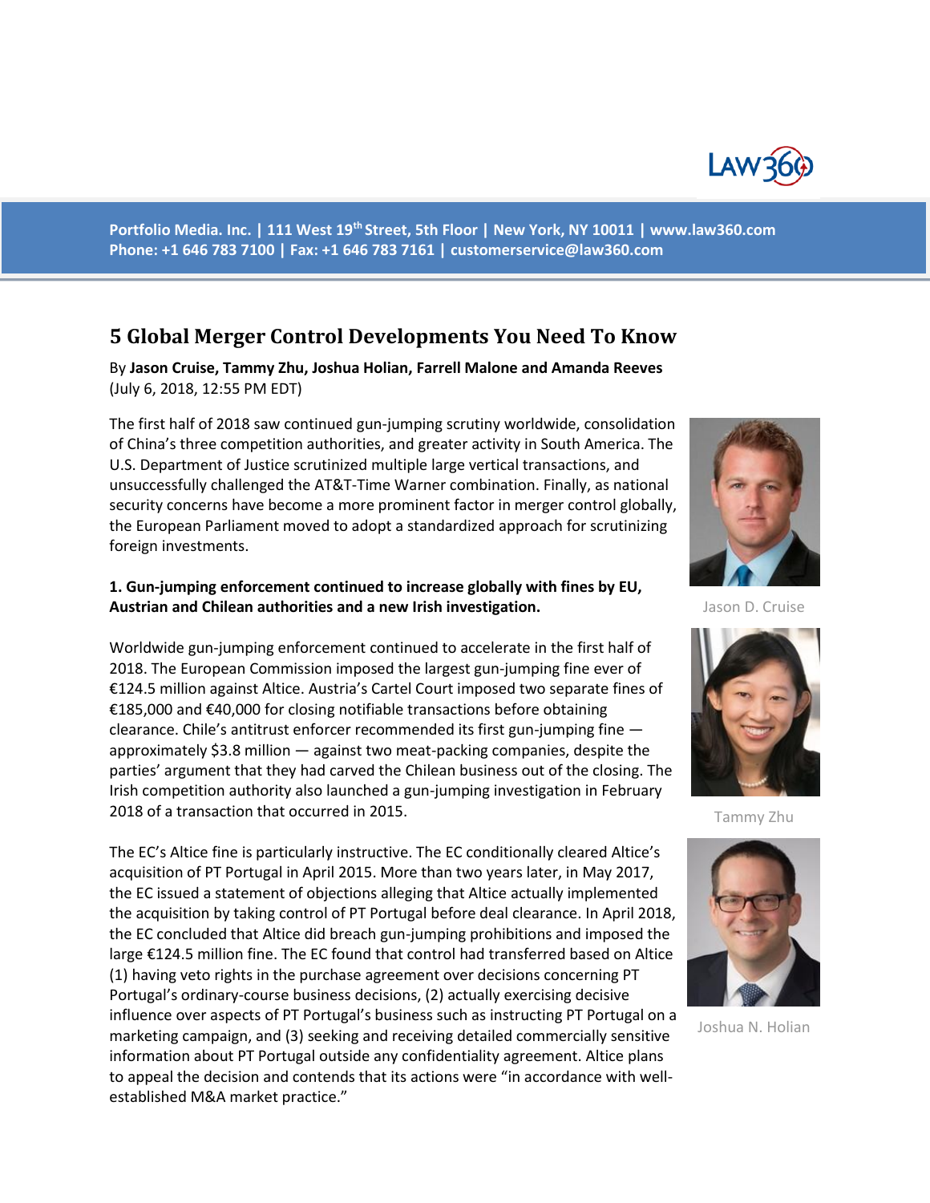Portfolio Media. Inc. | 111 West 19th Street, 5th Floor | New York, NY 10011 | www.law360.com
Phone: +1 646 783 7100 | Fax: +1 646 783 7161 | customerservice@law360.com

# 5 Global Merger Control Developments You Need To Know

By **Jason Cruise, Tammy Zhu, Joshua Holian, Farrell Malone and Amanda Reeves**
(July 6, 2018, 12:55 PM EDT)

The first half of 2018 saw continued gun-jumping scrutiny worldwide, consolidation of China's three competition authorities, and greater activity in South America. The U.S. Department of Justice scrutinized multiple large vertical transactions, and unsuccessfully challenged the AT&T-Time Warner combination. Finally, as national security concerns have become a more prominent factor in merger control globally, the European Parliament moved to adopt a standardized approach for scrutinizing foreign investments.

Jason D. Cruise

Tammy Zhu

Joshua N. Holian

**1. Gun-jumping enforcement continued to increase globally with fines by EU, Austrian and Chilean authorities and a new Irish investigation.**

Worldwide gun-jumping enforcement continued to accelerate in the first half of 2018. The European Commission imposed the largest gun-jumping fine ever of €124.5 million against Altice. Austria's Cartel Court imposed two separate fines of €185,000 and €40,000 for closing notifiable transactions before obtaining clearance. Chile's antitrust enforcer recommended its first gun-jumping fine — approximately $3.8 million — against two meat-packing companies, despite the parties' argument that they had carved the Chilean business out of the closing. The Irish competition authority also launched a gun-jumping investigation in February 2018 of a transaction that occurred in 2015.

The EC's Altice fine is particularly instructive. The EC conditionally cleared Altice's acquisition of PT Portugal in April 2015. More than two years later, in May 2017, the EC issued a statement of objections alleging that Altice actually implemented the acquisition by taking control of PT Portugal before deal clearance. In April 2018, the EC concluded that Altice did breach gun-jumping prohibitions and imposed the large €124.5 million fine. The EC found that control had transferred based on Altice (1) having veto rights in the purchase agreement over decisions concerning PT Portugal's ordinary-course business decisions, (2) actually exercising decisive influence over aspects of PT Portugal's business such as instructing PT Portugal on a marketing campaign, and (3) seeking and receiving detailed commercially sensitive information about PT Portugal outside any confidentiality agreement. Altice plans to appeal the decision and contends that its actions were "in accordance with well-established M&A market practice."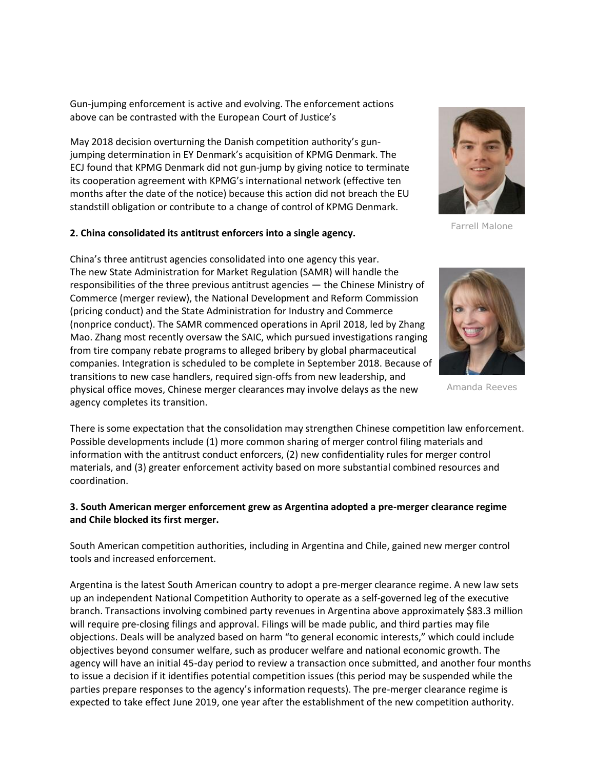Gun-jumping enforcement is active and evolving. The enforcement actions above can be contrasted with the European Court of Justice's

May 2018 decision overturning the Danish competition authority's gun-jumping determination in EY Denmark's acquisition of KPMG Denmark. The ECJ found that KPMG Denmark did not gun-jump by giving notice to terminate its cooperation agreement with KPMG's international network (effective ten months after the date of the notice) because this action did not breach the EU standstill obligation or contribute to a change of control of KPMG Denmark.

Farrell Malone

**2. China consolidated its antitrust enforcers into a single agency.**

China's three antitrust agencies consolidated into one agency this year. The new State Administration for Market Regulation (SAMR) will handle the responsibilities of the three previous antitrust agencies — the Chinese Ministry of Commerce (merger review), the National Development and Reform Commission (pricing conduct) and the State Administration for Industry and Commerce (nonprice conduct). The SAMR commenced operations in April 2018, led by Zhang Mao. Zhang most recently oversaw the SAIC, which pursued investigations ranging from tire company rebate programs to alleged bribery by global pharmaceutical companies. Integration is scheduled to be complete in September 2018. Because of transitions to new case handlers, required sign-offs from new leadership, and physical office moves, Chinese merger clearances may involve delays as the new agency completes its transition.

Amanda Reeves

There is some expectation that the consolidation may strengthen Chinese competition law enforcement. Possible developments include (1) more common sharing of merger control filing materials and information with the antitrust conduct enforcers, (2) new confidentiality rules for merger control materials, and (3) greater enforcement activity based on more substantial combined resources and coordination.

**3. South American merger enforcement grew as Argentina adopted a pre-merger clearance regime and Chile blocked its first merger.**

South American competition authorities, including in Argentina and Chile, gained new merger control tools and increased enforcement.

Argentina is the latest South American country to adopt a pre-merger clearance regime. A new law sets up an independent National Competition Authority to operate as a self-governed leg of the executive branch. Transactions involving combined party revenues in Argentina above approximately $83.3 million will require pre-closing filings and approval. Filings will be made public, and third parties may file objections. Deals will be analyzed based on harm "to general economic interests," which could include objectives beyond consumer welfare, such as producer welfare and national economic growth. The agency will have an initial 45-day period to review a transaction once submitted, and another four months to issue a decision if it identifies potential competition issues (this period may be suspended while the parties prepare responses to the agency's information requests). The pre-merger clearance regime is expected to take effect June 2019, one year after the establishment of the new competition authority.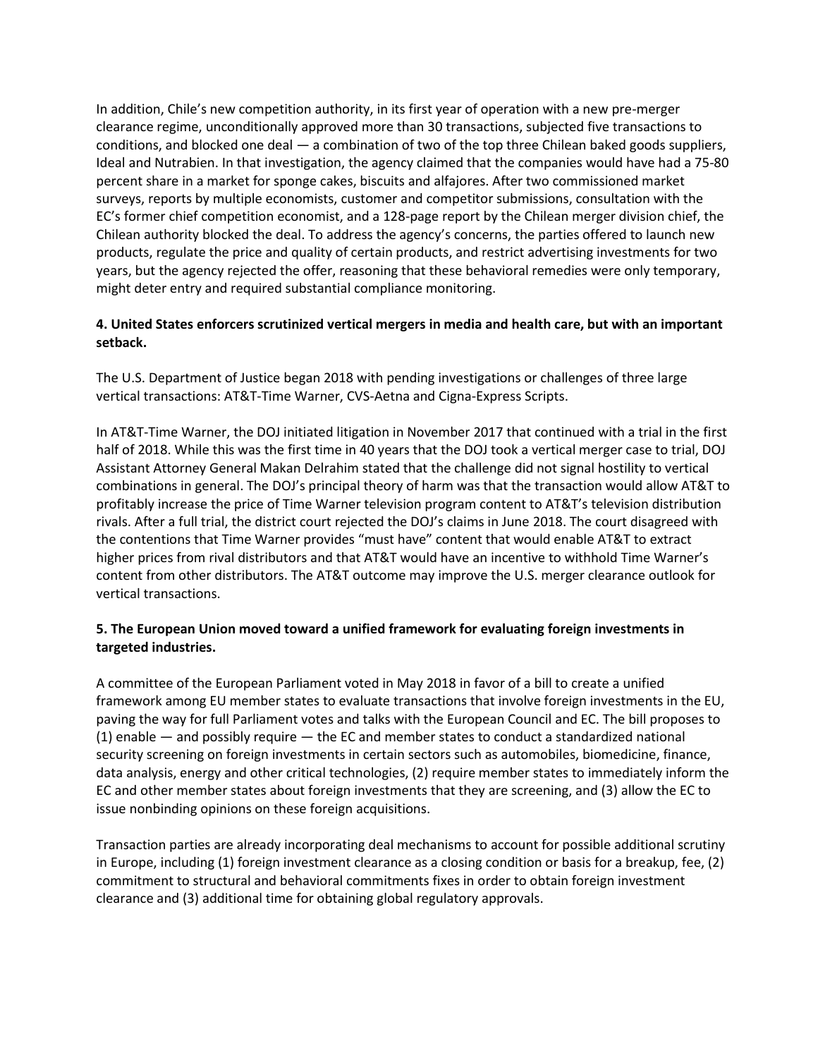In addition, Chile's new competition authority, in its first year of operation with a new pre-merger clearance regime, unconditionally approved more than 30 transactions, subjected five transactions to conditions, and blocked one deal — a combination of two of the top three Chilean baked goods suppliers, Ideal and Nutrabien. In that investigation, the agency claimed that the companies would have had a 75-80 percent share in a market for sponge cakes, biscuits and alfajores. After two commissioned market surveys, reports by multiple economists, customer and competitor submissions, consultation with the EC's former chief competition economist, and a 128-page report by the Chilean merger division chief, the Chilean authority blocked the deal. To address the agency's concerns, the parties offered to launch new products, regulate the price and quality of certain products, and restrict advertising investments for two years, but the agency rejected the offer, reasoning that these behavioral remedies were only temporary, might deter entry and required substantial compliance monitoring.

**4. United States enforcers scrutinized vertical mergers in media and health care, but with an important setback.**

The U.S. Department of Justice began 2018 with pending investigations or challenges of three large vertical transactions: AT&T-Time Warner, CVS-Aetna and Cigna-Express Scripts.

In AT&T-Time Warner, the DOJ initiated litigation in November 2017 that continued with a trial in the first half of 2018. While this was the first time in 40 years that the DOJ took a vertical merger case to trial, DOJ Assistant Attorney General Makan Delrahim stated that the challenge did not signal hostility to vertical combinations in general. The DOJ's principal theory of harm was that the transaction would allow AT&T to profitably increase the price of Time Warner television program content to AT&T's television distribution rivals. After a full trial, the district court rejected the DOJ's claims in June 2018. The court disagreed with the contentions that Time Warner provides "must have" content that would enable AT&T to extract higher prices from rival distributors and that AT&T would have an incentive to withhold Time Warner's content from other distributors. The AT&T outcome may improve the U.S. merger clearance outlook for vertical transactions.

**5. The European Union moved toward a unified framework for evaluating foreign investments in targeted industries.**

A committee of the European Parliament voted in May 2018 in favor of a bill to create a unified framework among EU member states to evaluate transactions that involve foreign investments in the EU, paving the way for full Parliament votes and talks with the European Council and EC. The bill proposes to (1) enable — and possibly require — the EC and member states to conduct a standardized national security screening on foreign investments in certain sectors such as automobiles, biomedicine, finance, data analysis, energy and other critical technologies, (2) require member states to immediately inform the EC and other member states about foreign investments that they are screening, and (3) allow the EC to issue nonbinding opinions on these foreign acquisitions.

Transaction parties are already incorporating deal mechanisms to account for possible additional scrutiny in Europe, including (1) foreign investment clearance as a closing condition or basis for a breakup, fee, (2) commitment to structural and behavioral commitments fixes in order to obtain foreign investment clearance and (3) additional time for obtaining global regulatory approvals.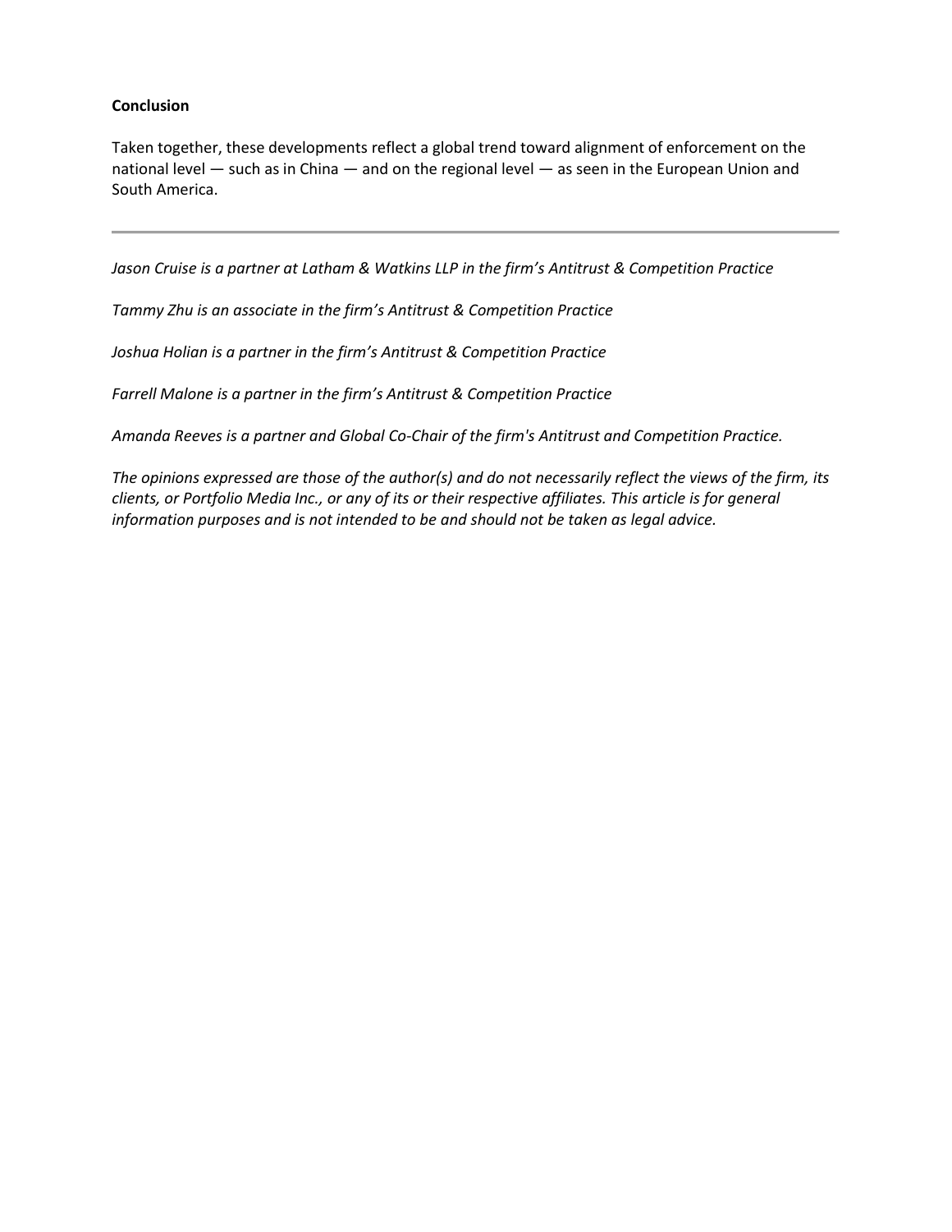**Conclusion**

Taken together, these developments reflect a global trend toward alignment of enforcement on the national level — such as in China — and on the regional level — as seen in the European Union and South America.

---

*Jason Cruise is a partner at Latham & Watkins LLP in the firm's Antitrust & Competition Practice*

*Tammy Zhu is an associate in the firm's Antitrust & Competition Practice*

*Joshua Holian is a partner in the firm's Antitrust & Competition Practice*

*Farrell Malone is a partner in the firm's Antitrust & Competition Practice*

*Amanda Reeves is a partner and Global Co-Chair of the firm's Antitrust and Competition Practice.*

*The opinions expressed are those of the author(s) and do not necessarily reflect the views of the firm, its clients, or Portfolio Media Inc., or any of its or their respective affiliates. This article is for general information purposes and is not intended to be and should not be taken as legal advice.*